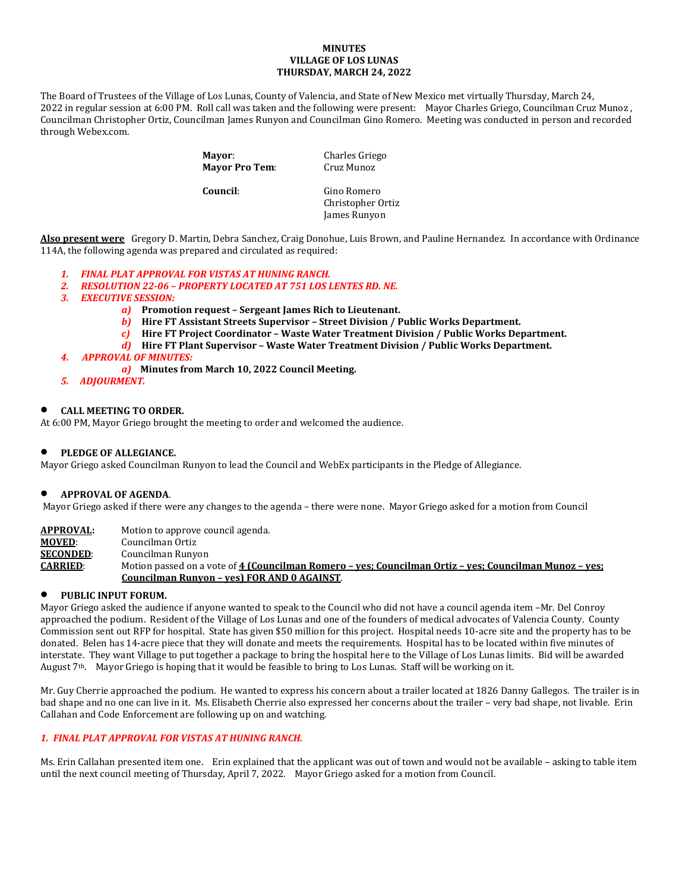**MINUTES**
**VILLAGE OF LOS LUNAS**
**THURSDAY, MARCH 24, 2022**

The Board of Trustees of the Village of Los Lunas, County of Valencia, and State of New Mexico met virtually Thursday, March 24, 2022 in regular session at 6:00 PM. Roll call was taken and the following were present: Mayor Charles Griego, Councilman Cruz Munoz , Councilman Christopher Ortiz, Councilman James Runyon and Councilman Gino Romero. Meeting was conducted in person and recorded through Webex.com.

| | |
|---|---|
| **Mayor**: | Charles Griego |
| **Mayor Pro Tem**: | Cruz Munoz |
| **Council**: | Gino Romero |
| | Christopher Ortiz |
| | James Runyon |

**Also present were** Gregory D. Martin, Debra Sanchez, Craig Donohue, Luis Brown, and Pauline Hernandez. In accordance with Ordinance 114A, the following agenda was prepared and circulated as required:

1. ***FINAL PLAT APPROVAL FOR VISTAS AT HUNING RANCH.***
2. ***RESOLUTION 22-06 – PROPERTY LOCATED AT 751 LOS LENTES RD. NE.***
3. ***EXECUTIVE SESSION:***
   - *a)* **Promotion request – Sergeant James Rich to Lieutenant.**
   - *b)* **Hire FT Assistant Streets Supervisor – Street Division / Public Works Department.**
   - *c)* **Hire FT Project Coordinator – Waste Water Treatment Division / Public Works Department.**
   - *d)* **Hire FT Plant Supervisor – Waste Water Treatment Division / Public Works Department.**
4. ***APPROVAL OF MINUTES:***
   - *a)* **Minutes from March 10, 2022 Council Meeting.**
5. ***ADJOURMENT.***

- **CALL MEETING TO ORDER.**

At 6:00 PM, Mayor Griego brought the meeting to order and welcomed the audience.

- **PLEDGE OF ALLEGIANCE.**

Mayor Griego asked Councilman Runyon to lead the Council and WebEx participants in the Pledge of Allegiance.

- **APPROVAL OF AGENDA**.

Mayor Griego asked if there were any changes to the agenda – there were none. Mayor Griego asked for a motion from Council

| | |
|---|---|
| **APPROVAL:** | Motion to approve council agenda. |
| **MOVED**: | Councilman Ortiz |
| **SECONDED**: | Councilman Runyon |
| **CARRIED**: | Motion passed on a vote of **4 (Councilman Romero – yes; Councilman Ortiz – yes; Councilman Munoz – yes; Councilman Runyon – yes) FOR AND 0 AGAINST**. |

- **PUBLIC INPUT FORUM.**

Mayor Griego asked the audience if anyone wanted to speak to the Council who did not have a council agenda item –Mr. Del Conroy approached the podium. Resident of the Village of Los Lunas and one of the founders of medical advocates of Valencia County. County Commission sent out RFP for hospital. State has given $50 million for this project. Hospital needs 10-acre site and the property has to be donated. Belen has 14-acre piece that they will donate and meets the requirements. Hospital has to be located within five minutes of interstate. They want Village to put together a package to bring the hospital here to the Village of Los Lunas limits. Bid will be awarded August 7th. Mayor Griego is hoping that it would be feasible to bring to Los Lunas. Staff will be working on it.

Mr. Guy Cherrie approached the podium. He wanted to express his concern about a trailer located at 1826 Danny Gallegos. The trailer is in bad shape and no one can live in it. Ms. Elisabeth Cherrie also expressed her concerns about the trailer – very bad shape, not livable. Erin Callahan and Code Enforcement are following up on and watching.

*1. FINAL PLAT APPROVAL FOR VISTAS AT HUNING RANCH.*

Ms. Erin Callahan presented item one. Erin explained that the applicant was out of town and would not be available – asking to table item until the next council meeting of Thursday, April 7, 2022. Mayor Griego asked for a motion from Council.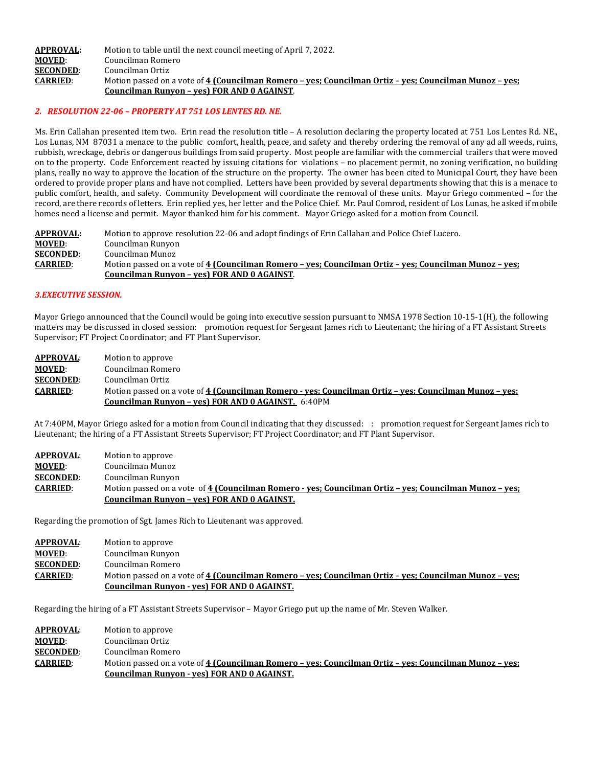| | |
|---|---|
| **APPROVAL:** | Motion to table until the next council meeting of April 7, 2022. |
| **MOVED**: | Councilman Romero |
| **SECONDED**: | Councilman Ortiz |
| **CARRIED**: | Motion passed on a vote of **4 (Councilman Romero – yes; Councilman Ortiz – yes; Councilman Munoz – yes; Councilman Runyon – yes) FOR AND 0 AGAINST**. |

### *2. RESOLUTION 22-06 – PROPERTY AT 751 LOS LENTES RD. NE.*

Ms. Erin Callahan presented item two. Erin read the resolution title – A resolution declaring the property located at 751 Los Lentes Rd. NE., Los Lunas, NM 87031 a menace to the public comfort, health, peace, and safety and thereby ordering the removal of any ad all weeds, ruins, rubbish, wreckage, debris or dangerous buildings from said property. Most people are familiar with the commercial trailers that were moved on to the property. Code Enforcement reacted by issuing citations for violations – no placement permit, no zoning verification, no building plans, really no way to approve the location of the structure on the property. The owner has been cited to Municipal Court, they have been ordered to provide proper plans and have not complied. Letters have been provided by several departments showing that this is a menace to public comfort, health, and safety. Community Development will coordinate the removal of these units. Mayor Griego commented – for the record, are there records of letters. Erin replied yes, her letter and the Police Chief. Mr. Paul Comrod, resident of Los Lunas, he asked if mobile homes need a license and permit. Mayor thanked him for his comment. Mayor Griego asked for a motion from Council.

| | |
|---|---|
| **APPROVAL:** | Motion to approve resolution 22-06 and adopt findings of Erin Callahan and Police Chief Lucero. |
| **MOVED**: | Councilman Runyon |
| **SECONDED**: | Councilman Munoz |
| **CARRIED**: | Motion passed on a vote of **4 (Councilman Romero – yes; Councilman Ortiz – yes; Councilman Munoz – yes; Councilman Runyon – yes) FOR AND 0 AGAINST**. |

### *3.EXECUTIVE SESSION.*

Mayor Griego announced that the Council would be going into executive session pursuant to NMSA 1978 Section 10-15-1(H), the following matters may be discussed in closed session: promotion request for Sergeant James rich to Lieutenant; the hiring of a FT Assistant Streets Supervisor; FT Project Coordinator; and FT Plant Supervisor.

| | |
|---|---|
| **APPROVAL**: | Motion to approve |
| **MOVED**: | Councilman Romero |
| **SECONDED**: | Councilman Ortiz |
| **CARRIED**: | Motion passed on a vote of **4 (Councilman Romero - yes; Councilman Ortiz – yes; Councilman Munoz – yes; Councilman Runyon – yes) FOR AND 0 AGAINST.** 6:40PM |

At 7:40PM, Mayor Griego asked for a motion from Council indicating that they discussed: : promotion request for Sergeant James rich to Lieutenant; the hiring of a FT Assistant Streets Supervisor; FT Project Coordinator; and FT Plant Supervisor.

| | |
|---|---|
| **APPROVAL**: | Motion to approve |
| **MOVED**: | Councilman Munoz |
| **SECONDED**: | Councilman Runyon |
| **CARRIED**: | Motion passed on a vote of **4 (Councilman Romero - yes; Councilman Ortiz – yes; Councilman Munoz – yes; Councilman Runyon – yes) FOR AND 0 AGAINST.** |

Regarding the promotion of Sgt. James Rich to Lieutenant was approved.

| | |
|---|---|
| **APPROVAL**: | Motion to approve |
| **MOVED**: | Councilman Runyon |
| **SECONDED**: | Councilman Romero |
| **CARRIED**: | Motion passed on a vote of **4 (Councilman Romero – yes; Councilman Ortiz – yes; Councilman Munoz – yes; Councilman Runyon - yes) FOR AND 0 AGAINST.** |

Regarding the hiring of a FT Assistant Streets Supervisor – Mayor Griego put up the name of Mr. Steven Walker.

| | |
|---|---|
| **APPROVAL**: | Motion to approve |
| **MOVED**: | Councilman Ortiz |
| **SECONDED**: | Councilman Romero |
| **CARRIED**: | Motion passed on a vote of **4 (Councilman Romero – yes; Councilman Ortiz – yes; Councilman Munoz – yes; Councilman Runyon - yes) FOR AND 0 AGAINST.** |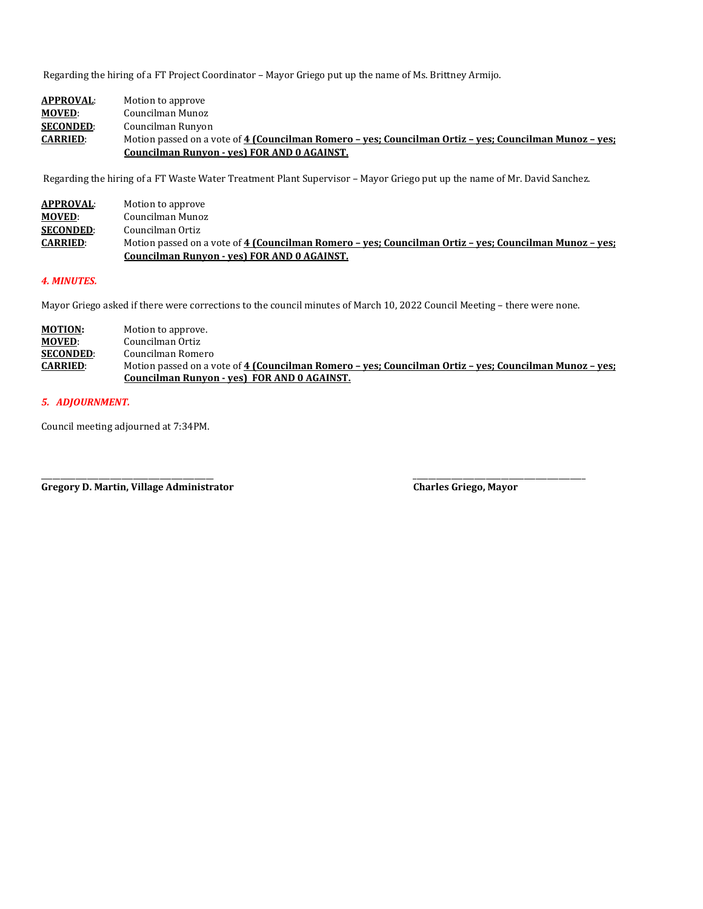Regarding the hiring of a FT Project Coordinator – Mayor Griego put up the name of Ms. Brittney Armijo.

**APPROVAL**: Motion to approve
**MOVED**: Councilman Munoz
**SECONDED**: Councilman Runyon
**CARRIED**: Motion passed on a vote of **4 (Councilman Romero – yes; Councilman Ortiz – yes; Councilman Munoz – yes; Councilman Runyon - yes) FOR AND 0 AGAINST.**

Regarding the hiring of a FT Waste Water Treatment Plant Supervisor – Mayor Griego put up the name of Mr. David Sanchez.

**APPROVAL**: Motion to approve
**MOVED**: Councilman Munoz
**SECONDED**: Councilman Ortiz
**CARRIED**: Motion passed on a vote of **4 (Councilman Romero – yes; Councilman Ortiz – yes; Councilman Munoz – yes; Councilman Runyon - yes) FOR AND 0 AGAINST.**

***4. MINUTES.***

Mayor Griego asked if there were corrections to the council minutes of March 10, 2022 Council Meeting – there were none.

**MOTION:** Motion to approve.
**MOVED**: Councilman Ortiz
**SECONDED**: Councilman Romero
**CARRIED**: Motion passed on a vote of **4 (Councilman Romero – yes; Councilman Ortiz – yes; Councilman Munoz – yes; Councilman Runyon - yes) FOR AND 0 AGAINST.**

***5. ADJOURNMENT.***

Council meeting adjourned at 7:34PM.

\_\_\_\_\_\_\_\_\_\_\_\_\_\_\_\_\_\_\_\_\_\_\_\_\_\_\_\_\_\_\_\_\_\_\_\_\_\_\_\_
**Gregory D. Martin, Village Administrator**

\_\_\_\_\_\_\_\_\_\_\_\_\_\_\_\_\_\_\_\_\_\_\_\_\_\_\_\_\_\_\_\_\_\_\_\_\_\_\_\_
**Charles Griego, Mayor**